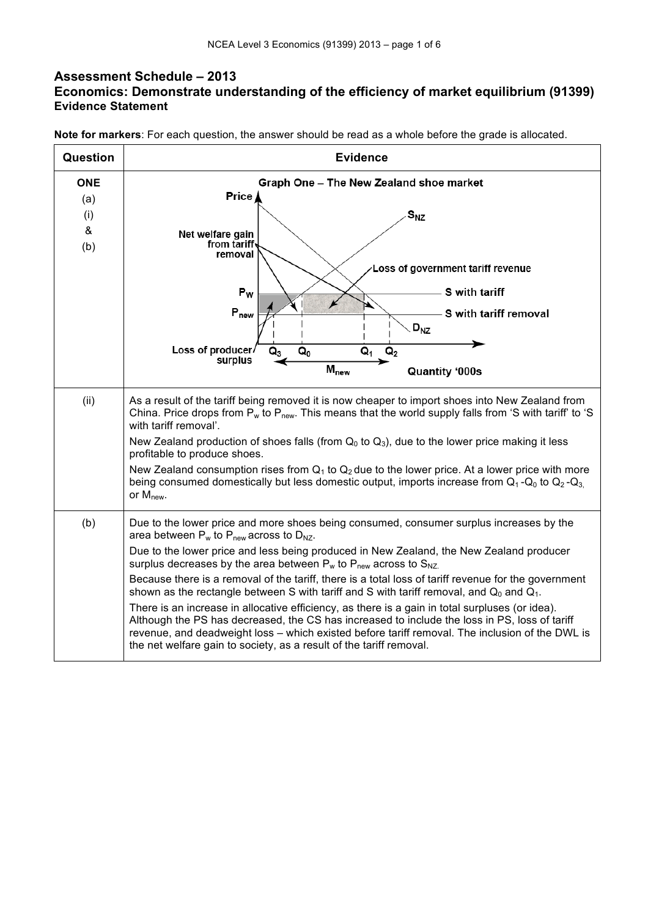# Assessment Schedule – 2013

## Economics: Demonstrate understanding of the efficiency of market equilibrium (91399)

### Evidence Statement

**Note for markers**: For each question, the answer should be read as a whole before the grade is allocated.

| Question | Evidence |
|---|---|
| **ONE** (a) (i) & (b) | Graph One – The New Zealand shoe market |
| (ii) | As a result of the tariff being removed it is now cheaper to import shoes into New Zealand from China. Price drops from $P_w$ to $P_{new}$. This means that the world supply falls from 'S with tariff' to 'S with tariff removal'. New Zealand production of shoes falls (from $Q_0$ to $Q_3$), due to the lower price making it less profitable to produce shoes. New Zealand consumption rises from $Q_1$ to $Q_2$ due to the lower price. At a lower price with more being consumed domestically but less domestic output, imports increase from $Q_1$ - $Q_0$ to $Q_2$ - $Q_3$, or $M_{new}$. |
| (b) | Due to the lower price and more shoes being consumed, consumer surplus increases by the area between $P_w$ to $P_{new}$ across to $D_{NZ}$. Due to the lower price and less being produced in New Zealand, the New Zealand producer surplus decreases by the area between $P_w$ to $P_{new}$ across to $S_{NZ}$. Because there is a removal of the tariff, there is a total loss of tariff revenue for the government shown as the rectangle between S with tariff and S with tariff removal, and $Q_0$ and $Q_1$. There is an increase in allocative efficiency, as there is a gain in total surpluses (or idea). Although the PS has decreased, the CS has increased to include the loss in PS, loss of tariff revenue, and deadweight loss – which existed before tariff removal. The inclusion of the DWL is the net welfare gain to society, as a result of the tariff removal. |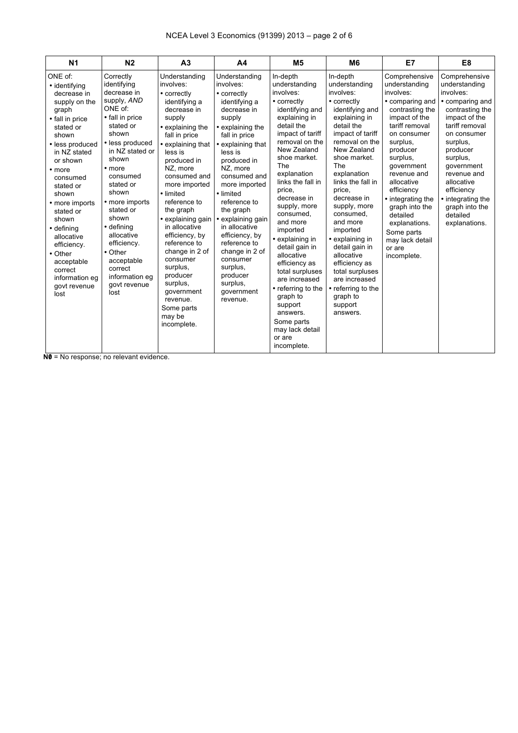| N1 | N2 | A3 | A4 | M5 | M6 | E7 | E8 |
|---|---|---|---|---|---|---|---|
| ONE of:<br>• identifying decrease in supply on the graph<br>• fall in price stated or shown<br>• less produced in NZ stated or shown<br>• more consumed stated or shown<br>• more imports stated or shown<br>• defining allocative efficiency.<br>• Other acceptable correct information eg govt revenue lost | Correctly identifying decrease in supply, *AND* ONE of:<br>• fall in price stated or shown<br>• less produced in NZ stated or shown<br>• more consumed stated or shown<br>• more imports stated or shown<br>• defining allocative efficiency.<br>• Other acceptable correct information eg govt revenue lost | Understanding involves:<br>• correctly identifying a decrease in supply<br>• explaining the fall in price<br>• explaining that less is produced in NZ, more consumed and more imported<br>• limited reference to the graph<br>• explaining gain in allocative efficiency, by reference to change in 2 of consumer surplus, producer surplus, government revenue.<br>Some parts may be incomplete. | Understanding involves:<br>• correctly identifying a decrease in supply<br>• explaining the fall in price<br>• explaining that less is produced in NZ, more consumed and more imported<br>• limited reference to the graph<br>• explaining gain in allocative efficiency, by reference to change in 2 of consumer surplus, producer surplus, government revenue. | In-depth understanding involves:<br>• correctly identifying and explaining in detail the impact of tariff removal on the New Zealand shoe market. The explanation links the fall in price, decrease in supply, more consumed, and more imported<br>• explaining in detail gain in allocative efficiency as total surpluses are increased<br>• referring to the graph to support answers.<br>Some parts may lack detail or are incomplete. | In-depth understanding involves:<br>• correctly identifying and explaining in detail the impact of tariff removal on the New Zealand shoe market. The explanation links the fall in price, decrease in supply, more consumed, and more imported<br>• explaining in detail gain in allocative efficiency as total surpluses are increased<br>• referring to the graph to support answers. | Comprehensive understanding involves:<br>• comparing and contrasting the impact of the tariff removal on consumer surplus, producer surplus, government revenue and allocative efficiency<br>• integrating the graph into the detailed explanations.<br>Some parts may lack detail or are incomplete. | Comprehensive understanding involves:<br>• comparing and contrasting the impact of the tariff removal on consumer surplus, producer surplus, government revenue and allocative efficiency<br>• integrating the graph into the detailed explanations. |

**N0** = No response; no relevant evidence.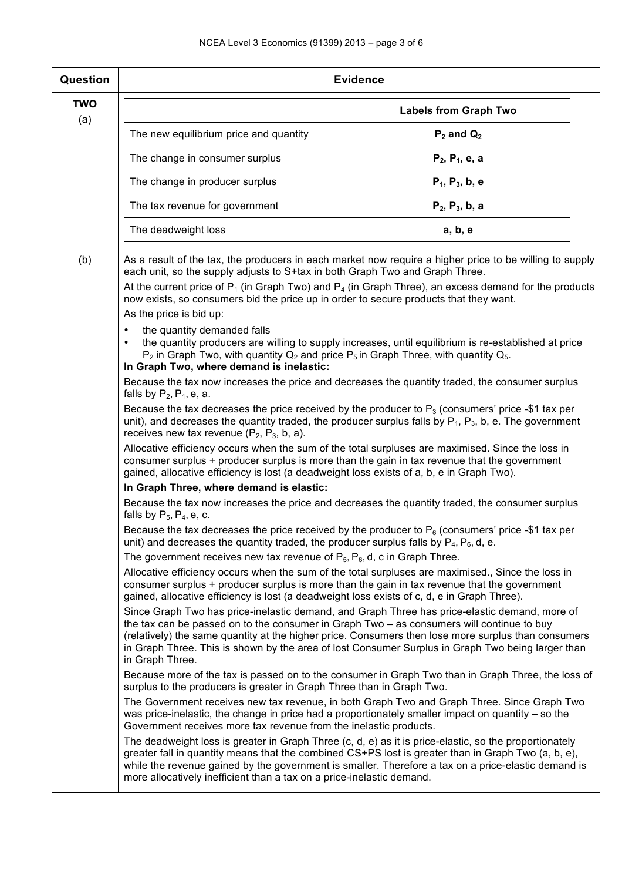| Question | Evidence |
|---|---|
| **TWO** (a) | |

| | Labels from Graph Two |
|---|---|
| The new equilibrium price and quantity | **$P_2$ and $Q_2$** |
| The change in consumer surplus | **$P_2$, $P_1$, e, a** |
| The change in producer surplus | **$P_1$, $P_3$, b, e** |
| The tax revenue for government | **$P_2$, $P_3$, b, a** |
| The deadweight loss | **a, b, e** |

**(b)**

As a result of the tax, the producers in each market now require a higher price to be willing to supply each unit, so the supply adjusts to S+tax in both Graph Two and Graph Three.

At the current price of $P_1$ (in Graph Two) and $P_4$ (in Graph Three), an excess demand for the products now exists, so consumers bid the price up in order to secure products that they want.

As the price is bid up:

- the quantity demanded falls
- the quantity producers are willing to supply increases, until equilibrium is re-established at price $P_2$ in Graph Two, with quantity $Q_2$ and price $P_5$ in Graph Three, with quantity $Q_5$.

**In Graph Two, where demand is inelastic:**

Because the tax now increases the price and decreases the quantity traded, the consumer surplus falls by $P_2$, $P_1$, e, a.

Because the tax decreases the price received by the producer to $P_3$ (consumers' price -$1 tax per unit), and decreases the quantity traded, the producer surplus falls by $P_1$, $P_3$, b, e. The government receives new tax revenue ($P_2$, $P_3$, b, a).

Allocative efficiency occurs when the sum of the total surpluses are maximised. Since the loss in consumer surplus + producer surplus is more than the gain in tax revenue that the government gained, allocative efficiency is lost (a deadweight loss exists of a, b, e in Graph Two).

**In Graph Three, where demand is elastic:**

Because the tax now increases the price and decreases the quantity traded, the consumer surplus falls by $P_5$, $P_4$, e, c.

Because the tax decreases the price received by the producer to $P_6$ (consumers' price -$1 tax per unit) and decreases the quantity traded, the producer surplus falls by $P_4$, $P_6$, d, e.

The government receives new tax revenue of $P_5$, $P_6$, d, c in Graph Three.

Allocative efficiency occurs when the sum of the total surpluses are maximised., Since the loss in consumer surplus + producer surplus is more than the gain in tax revenue that the government gained, allocative efficiency is lost (a deadweight loss exists of c, d, e in Graph Three).

Since Graph Two has price-inelastic demand, and Graph Three has price-elastic demand, more of the tax can be passed on to the consumer in Graph Two – as consumers will continue to buy (relatively) the same quantity at the higher price. Consumers then lose more surplus than consumers in Graph Three. This is shown by the area of lost Consumer Surplus in Graph Two being larger than in Graph Three.

Because more of the tax is passed on to the consumer in Graph Two than in Graph Three, the loss of surplus to the producers is greater in Graph Three than in Graph Two.

The Government receives new tax revenue, in both Graph Two and Graph Three. Since Graph Two was price-inelastic, the change in price had a proportionately smaller impact on quantity – so the Government receives more tax revenue from the inelastic products.

The deadweight loss is greater in Graph Three (c, d, e) as it is price-elastic, so the proportionately greater fall in quantity means that the combined CS+PS lost is greater than in Graph Two (a, b, e), while the revenue gained by the government is smaller. Therefore a tax on a price-elastic demand is more allocatively inefficient than a tax on a price-inelastic demand.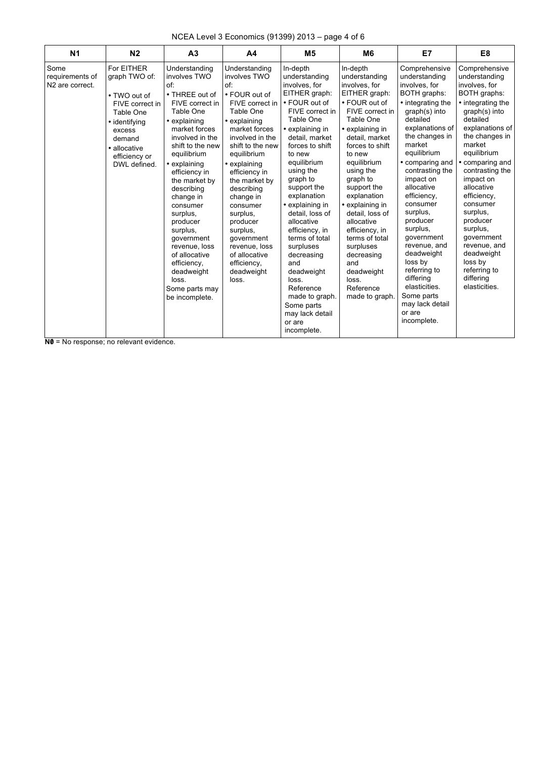| N1 | N2 | A3 | A4 | M5 | M6 | E7 | E8 |
|---|---|---|---|---|---|---|---|
| Some requirements of N2 are correct. | For EITHER graph TWO of:<br><br>• TWO out of FIVE correct in Table One<br>• identifying excess demand<br>• allocative efficiency or DWL defined. | Understanding involves TWO of:<br>• THREE out of FIVE correct in Table One<br>• explaining market forces involved in the shift to the new equilibrium<br>• explaining efficiency in the market by describing change in consumer surplus, producer surplus, government revenue, loss of allocative efficiency, deadweight loss.<br>Some parts may be incomplete. | Understanding involves TWO of:<br>• FOUR out of FIVE correct in Table One<br>• explaining market forces involved in the shift to the new equilibrium<br>• explaining efficiency in the market by describing change in consumer surplus, producer surplus, government revenue, loss of allocative efficiency, deadweight loss. | In-depth understanding involves, for EITHER graph:<br>• FOUR out of FIVE correct in Table One<br>• explaining in detail, market forces to shift to new equilibrium using the graph to support the explanation<br>• explaining in detail, loss of allocative efficiency, in terms of total surpluses decreasing and deadweight loss. Reference made to graph.<br>Some parts may lack detail or are incomplete. | In-depth understanding involves, for EITHER graph:<br>• FOUR out of FIVE correct in Table One<br>• explaining in detail, market forces to shift to new equilibrium using the graph to support the explanation<br>• explaining in detail, loss of allocative efficiency, in terms of total surpluses decreasing and deadweight loss. Reference made to graph. | Comprehensive understanding involves, for BOTH graphs:<br>• integrating the graph(s) into detailed explanations of the changes in market equilibrium<br>• comparing and contrasting the impact on allocative efficiency, consumer surplus, producer surplus, government revenue, and deadweight loss by referring to differing elasticities.<br>Some parts may lack detail or are incomplete. | Comprehensive understanding involves, for BOTH graphs:<br>• integrating the graph(s) into detailed explanations of the changes in market equilibrium<br>• comparing and contrasting the impact on allocative efficiency, consumer surplus, producer surplus, government revenue, and deadweight loss by referring to differing elasticities. |

**N0** = No response; no relevant evidence.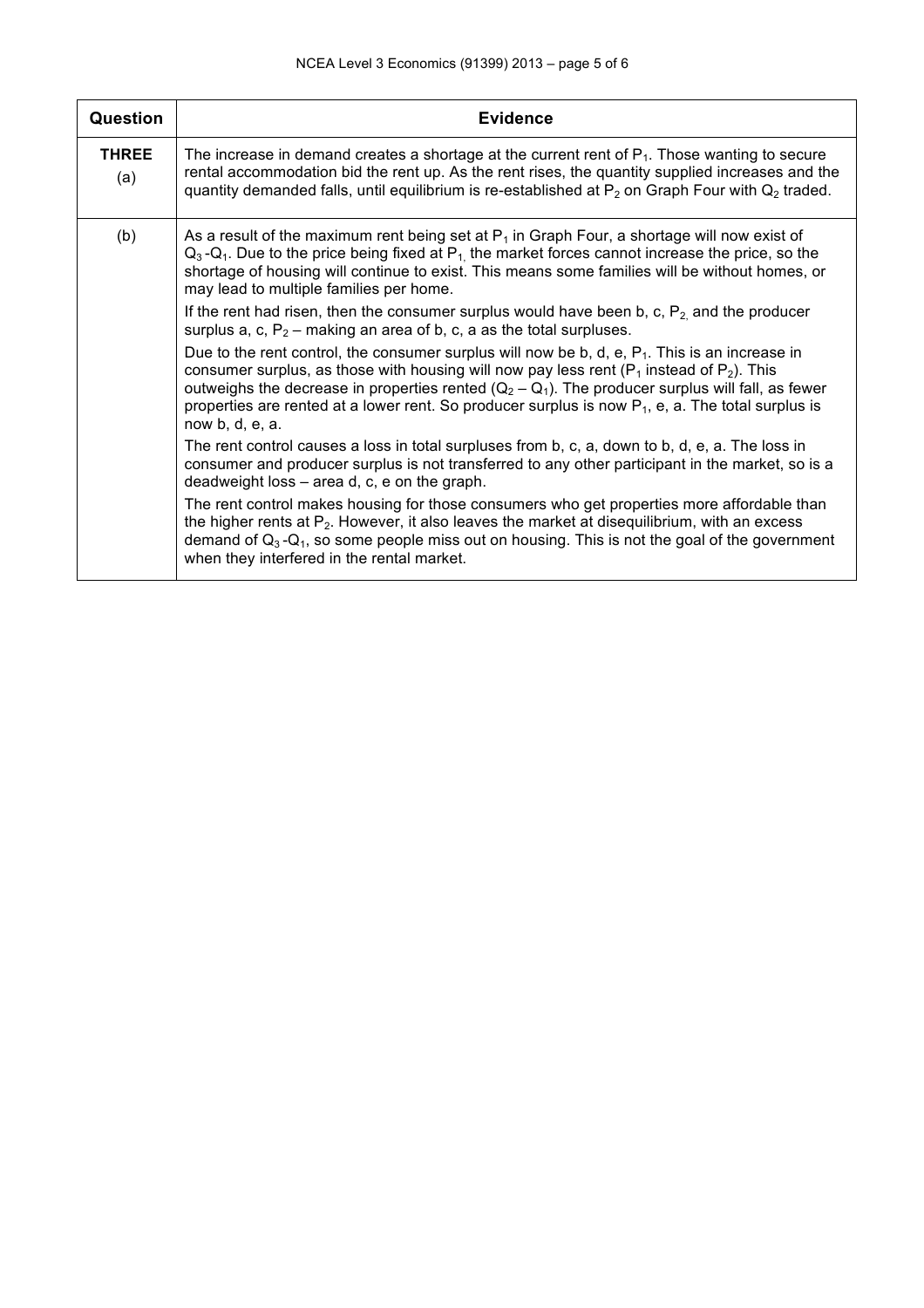| Question | Evidence |
|---|---|
| **THREE** (a) | The increase in demand creates a shortage at the current rent of $P_1$. Those wanting to secure rental accommodation bid the rent up. As the rent rises, the quantity supplied increases and the quantity demanded falls, until equilibrium is re-established at $P_2$ on Graph Four with $Q_2$ traded. |
| (b) | As a result of the maximum rent being set at $P_1$ in Graph Four, a shortage will now exist of $Q_3$ -$Q_1$. Due to the price being fixed at $P_1$, the market forces cannot increase the price, so the shortage of housing will continue to exist. This means some families will be without homes, or may lead to multiple families per home.<br><br>If the rent had risen, then the consumer surplus would have been b, c, $P_2$, and the producer surplus a, c, $P_2$ – making an area of b, c, a as the total surpluses.<br><br>Due to the rent control, the consumer surplus will now be b, d, e, $P_1$. This is an increase in consumer surplus, as those with housing will now pay less rent ($P_1$ instead of $P_2$). This outweighs the decrease in properties rented ($Q_2 – Q_1$). The producer surplus will fall, as fewer properties are rented at a lower rent. So producer surplus is now $P_1$, e, a. The total surplus is now b, d, e, a.<br><br>The rent control causes a loss in total surpluses from b, c, a, down to b, d, e, a. The loss in consumer and producer surplus is not transferred to any other participant in the market, so is a deadweight loss – area d, c, e on the graph.<br><br>The rent control makes housing for those consumers who get properties more affordable than the higher rents at $P_2$. However, it also leaves the market at disequilibrium, with an excess demand of $Q_3$ -$Q_1$, so some people miss out on housing. This is not the goal of the government when they interfered in the rental market. |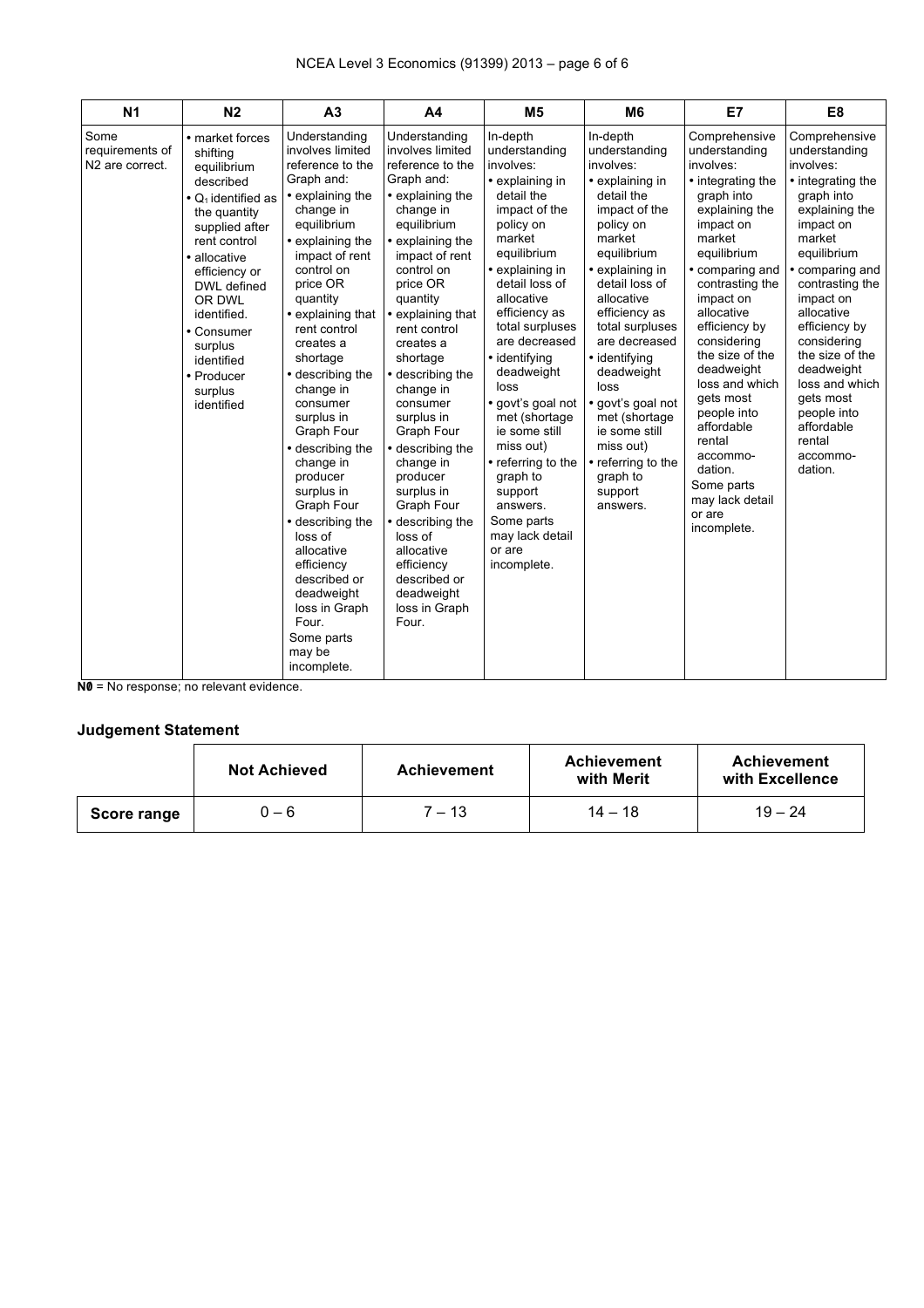| N1 | N2 | A3 | A4 | M5 | M6 | E7 | E8 |
|---|---|---|---|---|---|---|---|
| Some requirements of N2 are correct. | • market forces shifting equilibrium described<br>• $Q_1$ identified as the quantity supplied after rent control<br>• allocative efficiency or DWL defined OR DWL identified.<br>• Consumer surplus identified<br>• Producer surplus identified | Understanding involves limited reference to the Graph and:<br>• explaining the change in equilibrium<br>• explaining the impact of rent control on price OR quantity<br>• explaining that rent control creates a shortage<br>• describing the change in consumer surplus in Graph Four<br>• describing the change in producer surplus in Graph Four<br>• describing the loss of allocative efficiency described or deadweight loss in Graph Four.<br>Some parts may be incomplete. | Understanding involves limited reference to the Graph and:<br>• explaining the change in equilibrium<br>• explaining the impact of rent control on price OR quantity<br>• explaining that rent control creates a shortage<br>• describing the change in consumer surplus in Graph Four<br>• describing the change in producer surplus in Graph Four<br>• describing the loss of allocative efficiency described or deadweight loss in Graph Four. | In-depth understanding involves:<br>• explaining in detail the impact of the policy on market equilibrium<br>• explaining in detail loss of allocative efficiency as total surpluses are decreased<br>• identifying deadweight loss<br>• govt's goal not met (shortage ie some still miss out)<br>• referring to the graph to support answers.<br>Some parts may lack detail or are incomplete. | In-depth understanding involves:<br>• explaining in detail the impact of the policy on market equilibrium<br>• explaining in detail loss of allocative efficiency as total surpluses are decreased<br>• identifying deadweight loss<br>• govt's goal not met (shortage ie some still miss out)<br>• referring to the graph to support answers. | Comprehensive understanding involves:<br>• integrating the graph into explaining the impact on market equilibrium<br>• comparing and contrasting the impact on allocative efficiency by considering the size of the deadweight loss and which gets most people into affordable rental accommo-dation.<br>Some parts may lack detail or are incomplete. | Comprehensive understanding involves:<br>• integrating the graph into explaining the impact on market equilibrium<br>• comparing and contrasting the impact on allocative efficiency by considering the size of the deadweight loss and which gets most people into affordable rental accommo-dation. |

**N0** = No response; no relevant evidence.

### Judgement Statement

| | Not Achieved | Achievement | Achievement with Merit | Achievement with Excellence |
|---|---|---|---|---|
| **Score range** | 0 – 6 | 7 – 13 | 14 – 18 | 19 – 24 |